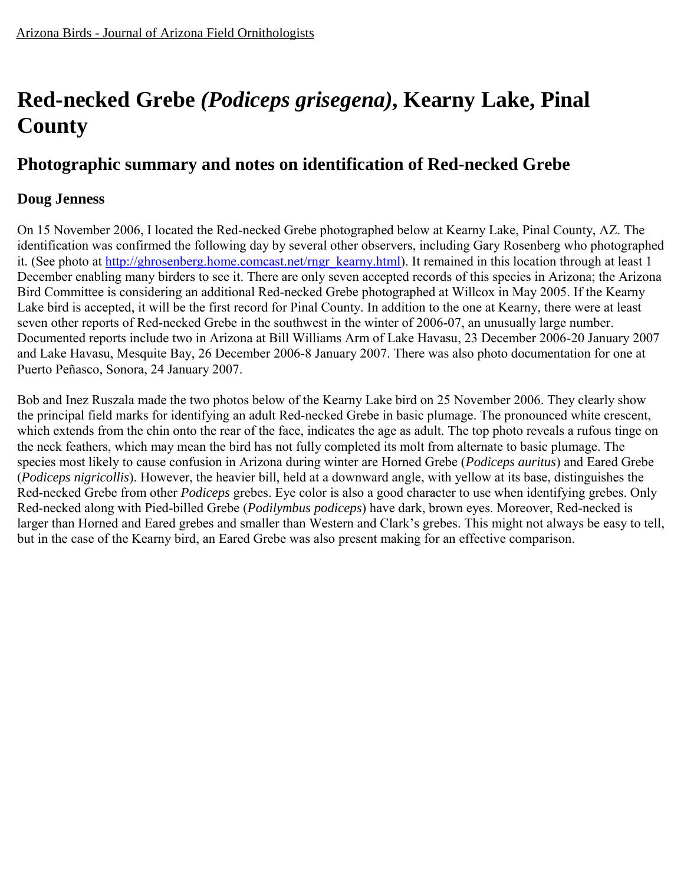[Arizona Birds - Journal of Arizona Field Ornithologists]

# Red-necked Grebe *(Podiceps grisegena)*, Kearny Lake, Pinal County

## Photographic summary and notes on identification of Red-necked Grebe

### Doug Jenness

On 15 November 2006, I located the Red-necked Grebe photographed below at Kearny Lake, Pinal County, AZ. The identification was confirmed the following day by several other observers, including Gary Rosenberg who photographed it. (See photo at [http://ghrosenberg.home.comcast.net/rngr_kearny.html](http://ghrosenberg.home.comcast.net/rngr_kearny.html)). It remained in this location through at least 1 December enabling many birders to see it. There are only seven accepted records of this species in Arizona; the Arizona Bird Committee is considering an additional Red-necked Grebe photographed at Willcox in May 2005. If the Kearny Lake bird is accepted, it will be the first record for Pinal County. In addition to the one at Kearny, there were at least seven other reports of Red-necked Grebe in the southwest in the winter of 2006-07, an unusually large number. Documented reports include two in Arizona at Bill Williams Arm of Lake Havasu, 23 December 2006-20 January 2007 and Lake Havasu, Mesquite Bay, 26 December 2006-8 January 2007. There was also photo documentation for one at Puerto Peñasco, Sonora, 24 January 2007.

Bob and Inez Ruszala made the two photos below of the Kearny Lake bird on 25 November 2006. They clearly show the principal field marks for identifying an adult Red-necked Grebe in basic plumage. The pronounced white crescent, which extends from the chin onto the rear of the face, indicates the age as adult. The top photo reveals a rufous tinge on the neck feathers, which may mean the bird has not fully completed its molt from alternate to basic plumage. The species most likely to cause confusion in Arizona during winter are Horned Grebe (*Podiceps auritus*) and Eared Grebe (*Podiceps nigricollis*). However, the heavier bill, held at a downward angle, with yellow at its base, distinguishes the Red-necked Grebe from other *Podiceps* grebes. Eye color is also a good character to use when identifying grebes. Only Red-necked along with Pied-billed Grebe (*Podilymbus podiceps*) have dark, brown eyes. Moreover, Red-necked is larger than Horned and Eared grebes and smaller than Western and Clark's grebes. This might not always be easy to tell, but in the case of the Kearny bird, an Eared Grebe was also present making for an effective comparison.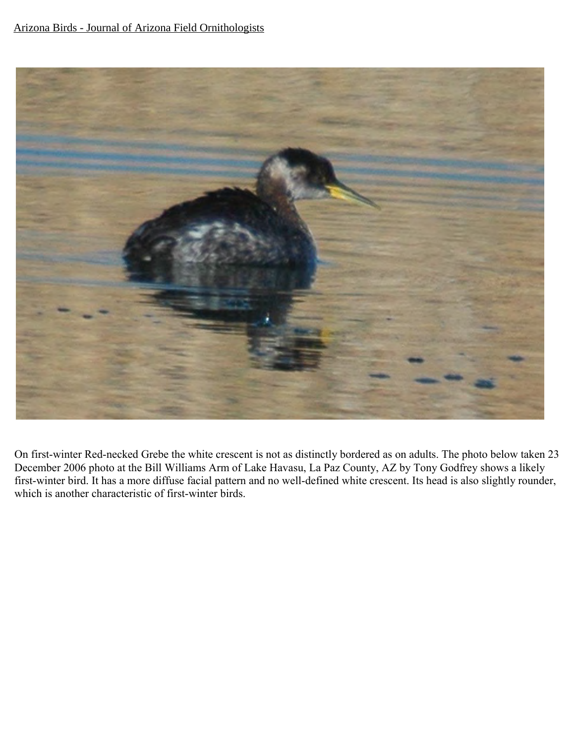On first-winter Red-necked Grebe the white crescent is not as distinctly bordered as on adults. The photo below taken 23 December 2006 photo at the Bill Williams Arm of Lake Havasu, La Paz County, AZ by Tony Godfrey shows a likely first-winter bird. It has a more diffuse facial pattern and no well-defined white crescent. Its head is also slightly rounder, which is another characteristic of first-winter birds.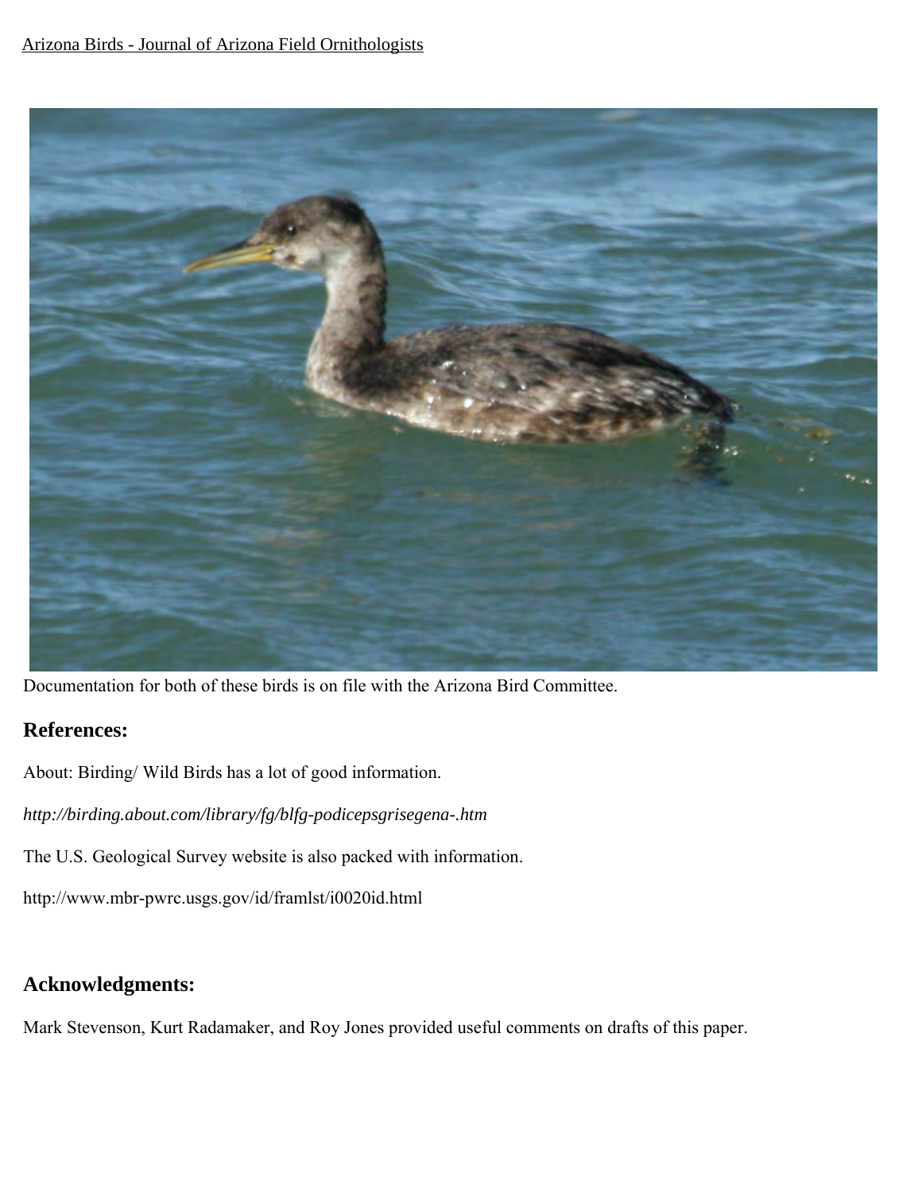Documentation for both of these birds is on file with the Arizona Bird Committee.

## References:

About: Birding/ Wild Birds has a lot of good information.

*http://birding.about.com/library/fg/blfg-podicepsgrisegena-.htm*

The U.S. Geological Survey website is also packed with information.

http://www.mbr-pwrc.usgs.gov/id/framlst/i0020id.html

## Acknowledgments:

Mark Stevenson, Kurt Radamaker, and Roy Jones provided useful comments on drafts of this paper.